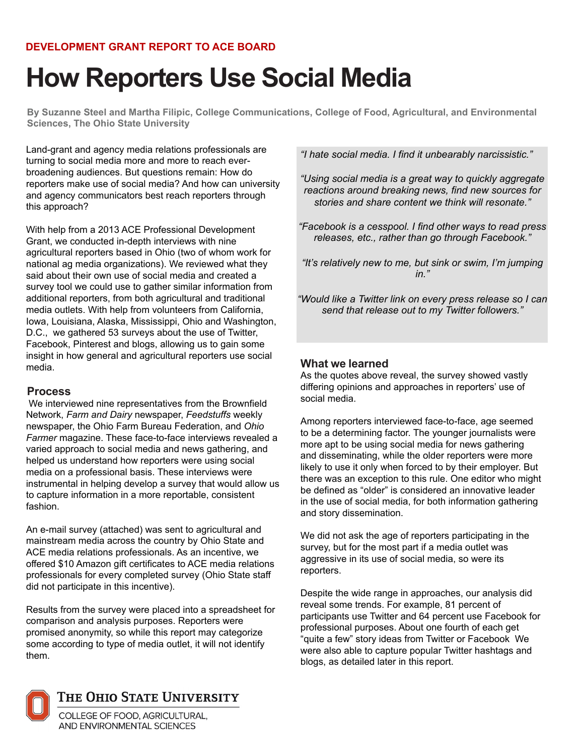DEVELOPMENT GRANT REPORT TO ACE BOARD

# How Reporters Use Social Media

**By Suzanne Steel and Martha Filipic, College Communications, College of Food, Agricultural, and Environmental Sciences, The Ohio State University**

Land-grant and agency media relations professionals are turning to social media more and more to reach ever-broadening audiences. But questions remain: How do reporters make use of social media? And how can university and agency communicators best reach reporters through this approach?

With help from a 2013 ACE Professional Development Grant, we conducted in-depth interviews with nine agricultural reporters based in Ohio (two of whom work for national ag media organizations). We reviewed what they said about their own use of social media and created a survey tool we could use to gather similar information from additional reporters, from both agricultural and traditional media outlets. With help from volunteers from California, Iowa, Louisiana, Alaska, Mississippi, Ohio and Washington, D.C., we gathered 53 surveys about the use of Twitter, Facebook, Pinterest and blogs, allowing us to gain some insight in how general and agricultural reporters use social media.

## Process

We interviewed nine representatives from the Brownfield Network, *Farm and Dairy* newspaper, *Feedstuffs* weekly newspaper, the Ohio Farm Bureau Federation, and *Ohio Farmer* magazine. These face-to-face interviews revealed a varied approach to social media and news gathering, and helped us understand how reporters were using social media on a professional basis. These interviews were instrumental in helping develop a survey that would allow us to capture information in a more reportable, consistent fashion.

An e-mail survey (attached) was sent to agricultural and mainstream media across the country by Ohio State and ACE media relations professionals. As an incentive, we offered $10 Amazon gift certificates to ACE media relations professionals for every completed survey (Ohio State staff did not participate in this incentive).

Results from the survey were placed into a spreadsheet for comparison and analysis purposes. Reporters were promised anonymity, so while this report may categorize some according to type of media outlet, it will not identify them.

> *"I hate social media. I find it unbearably narcissistic."*
>
> *"Using social media is a great way to quickly aggregate reactions around breaking news, find new sources for stories and share content we think will resonate."*
>
> *"Facebook is a cesspool. I find other ways to read press releases, etc., rather than go through Facebook."*
>
> *"It's relatively new to me, but sink or swim, I'm jumping in."*
>
> *"Would like a Twitter link on every press release so I can send that release out to my Twitter followers."*

## What we learned

As the quotes above reveal, the survey showed vastly differing opinions and approaches in reporters' use of social media.

Among reporters interviewed face-to-face, age seemed to be a determining factor. The younger journalists were more apt to be using social media for news gathering and disseminating, while the older reporters were more likely to use it only when forced to by their employer. But there was an exception to this rule. One editor who might be defined as "older" is considered an innovative leader in the use of social media, for both information gathering and story dissemination.

We did not ask the age of reporters participating in the survey, but for the most part if a media outlet was aggressive in its use of social media, so were its reporters.

Despite the wide range in approaches, our analysis did reveal some trends. For example, 81 percent of participants use Twitter and 64 percent use Facebook for professional purposes. About one fourth of each get "quite a few" story ideas from Twitter or Facebook We were also able to capture popular Twitter hashtags and blogs, as detailed later in this report.

THE OHIO STATE UNIVERSITY

COLLEGE OF FOOD, AGRICULTURAL, AND ENVIRONMENTAL SCIENCES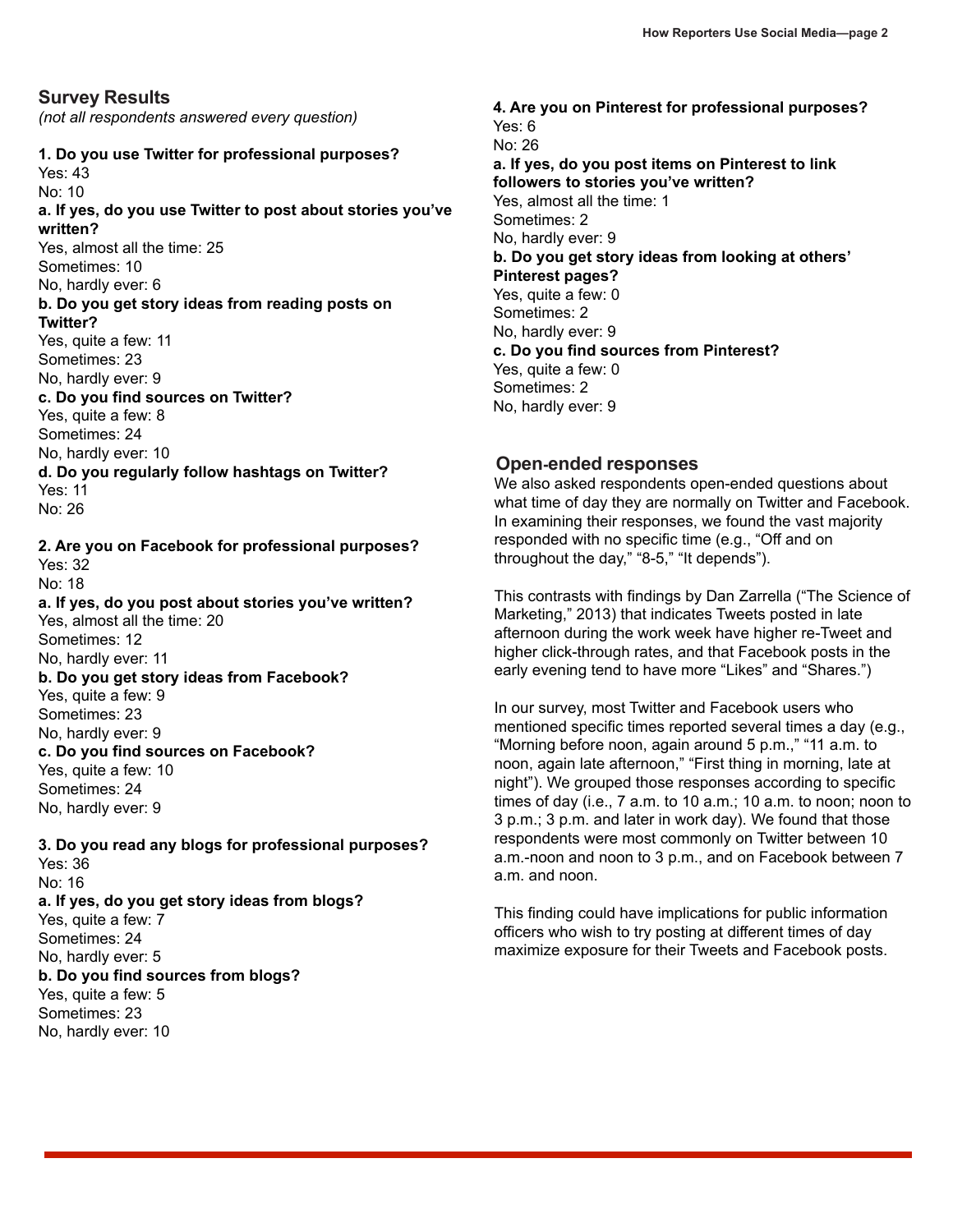## Survey Results

*(not all respondents answered every question)*

**1. Do you use Twitter for professional purposes?**
Yes: 43
No: 10

**a. If yes, do you use Twitter to post about stories you've written?**
Yes, almost all the time: 25
Sometimes: 10
No, hardly ever: 6

**b. Do you get story ideas from reading posts on Twitter?**
Yes, quite a few: 11
Sometimes: 23
No, hardly ever: 9

**c. Do you find sources on Twitter?**
Yes, quite a few: 8
Sometimes: 24
No, hardly ever: 10

**d. Do you regularly follow hashtags on Twitter?**
Yes: 11
No: 26

**2. Are you on Facebook for professional purposes?**
Yes: 32
No: 18

**a. If yes, do you post about stories you've written?**
Yes, almost all the time: 20
Sometimes: 12
No, hardly ever: 11

**b. Do you get story ideas from Facebook?**
Yes, quite a few: 9
Sometimes: 23
No, hardly ever: 9

**c. Do you find sources on Facebook?**
Yes, quite a few: 10
Sometimes: 24
No, hardly ever: 9

**3. Do you read any blogs for professional purposes?**
Yes: 36
No: 16

**a. If yes, do you get story ideas from blogs?**
Yes, quite a few: 7
Sometimes: 24
No, hardly ever: 5

**b. Do you find sources from blogs?**
Yes, quite a few: 5
Sometimes: 23
No, hardly ever: 10

**4. Are you on Pinterest for professional purposes?**
Yes: 6
No: 26

**a. If yes, do you post items on Pinterest to link followers to stories you've written?**
Yes, almost all the time: 1
Sometimes: 2
No, hardly ever: 9

**b. Do you get story ideas from looking at others' Pinterest pages?**
Yes, quite a few: 0
Sometimes: 2
No, hardly ever: 9

**c. Do you find sources from Pinterest?**
Yes, quite a few: 0
Sometimes: 2
No, hardly ever: 9

## Open-ended responses

We also asked respondents open-ended questions about what time of day they are normally on Twitter and Facebook. In examining their responses, we found the vast majority responded with no specific time (e.g., "Off and on throughout the day," "8-5," "It depends").

This contrasts with findings by Dan Zarrella ("The Science of Marketing," 2013) that indicates Tweets posted in late afternoon during the work week have higher re-Tweet and higher click-through rates, and that Facebook posts in the early evening tend to have more "Likes" and "Shares.")

In our survey, most Twitter and Facebook users who mentioned specific times reported several times a day (e.g., "Morning before noon, again around 5 p.m.," "11 a.m. to noon, again late afternoon," "First thing in morning, late at night"). We grouped those responses according to specific times of day (i.e., 7 a.m. to 10 a.m.; 10 a.m. to noon; noon to 3 p.m.; 3 p.m. and later in work day). We found that those respondents were most commonly on Twitter between 10 a.m.-noon and noon to 3 p.m., and on Facebook between 7 a.m. and noon.

This finding could have implications for public information officers who wish to try posting at different times of day maximize exposure for their Tweets and Facebook posts.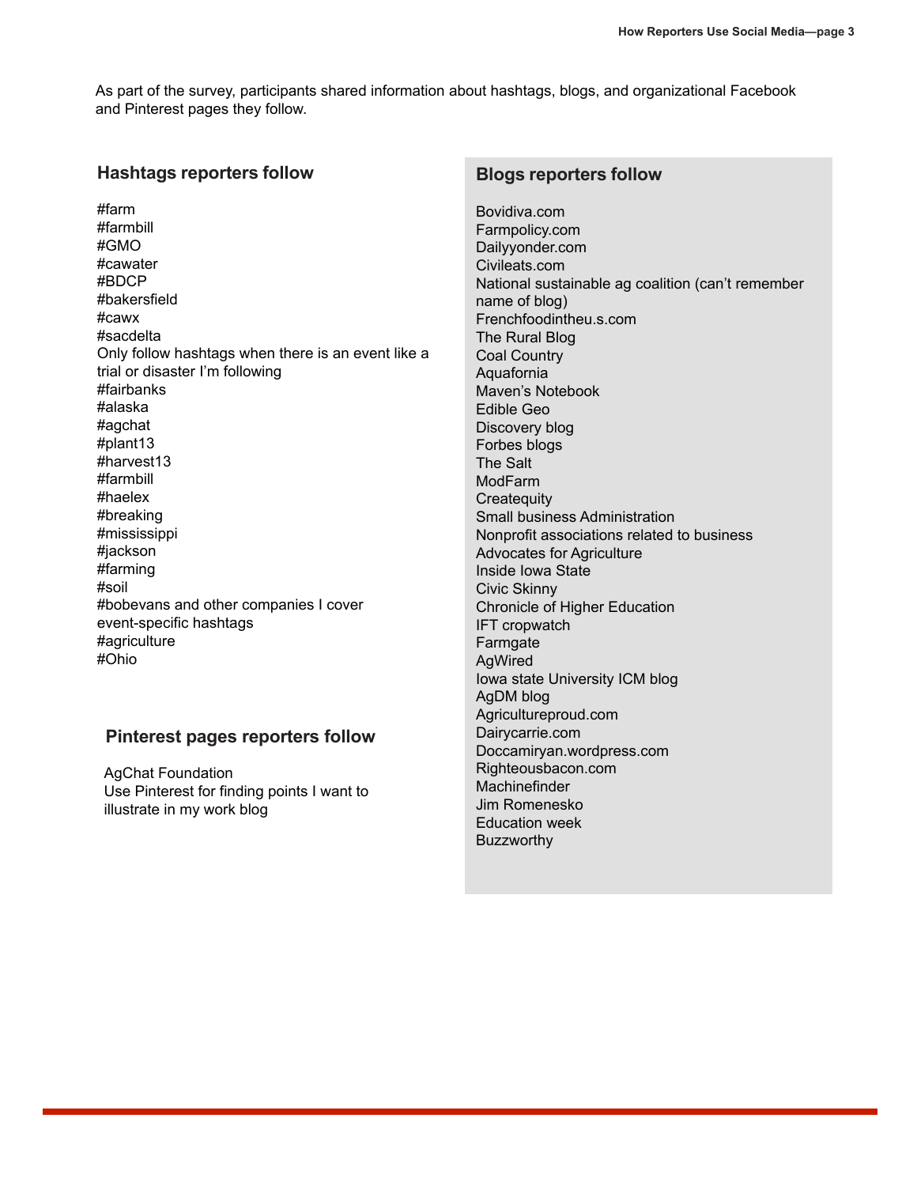As part of the survey, participants shared information about hashtags, blogs, and organizational Facebook and Pinterest pages they follow.

## Hashtags reporters follow

#farm
#farmbill
#GMO
#cawater
#BDCP
#bakersfield
#cawx
#sacdelta
Only follow hashtags when there is an event like a trial or disaster I'm following
#fairbanks
#alaska
#agchat
#plant13
#harvest13
#farmbill
#haelex
#breaking
#mississippi
#jackson
#farming
#soil
#bobevans and other companies I cover
event-specific hashtags
#agriculture
#Ohio

## Pinterest pages reporters follow

AgChat Foundation
Use Pinterest for finding points I want to illustrate in my work blog

## Blogs reporters follow

Bovidiva.com
Farmpolicy.com
Dailyyonder.com
Civileats.com
National sustainable ag coalition (can't remember name of blog)
Frenchfoodintheu.s.com
The Rural Blog
Coal Country
Aquafornia
Maven's Notebook
Edible Geo
Discovery blog
Forbes blogs
The Salt
ModFarm
Createquity
Small business Administration
Nonprofit associations related to business
Advocates for Agriculture
Inside Iowa State
Civic Skinny
Chronicle of Higher Education
IFT cropwatch
Farmgate
AgWired
Iowa state University ICM blog
AgDM blog
Agricultureproud.com
Dairycarrie.com
Doccamiryan.wordpress.com
Righteousbacon.com
Machinefinder
Jim Romenesko
Education week
Buzzworthy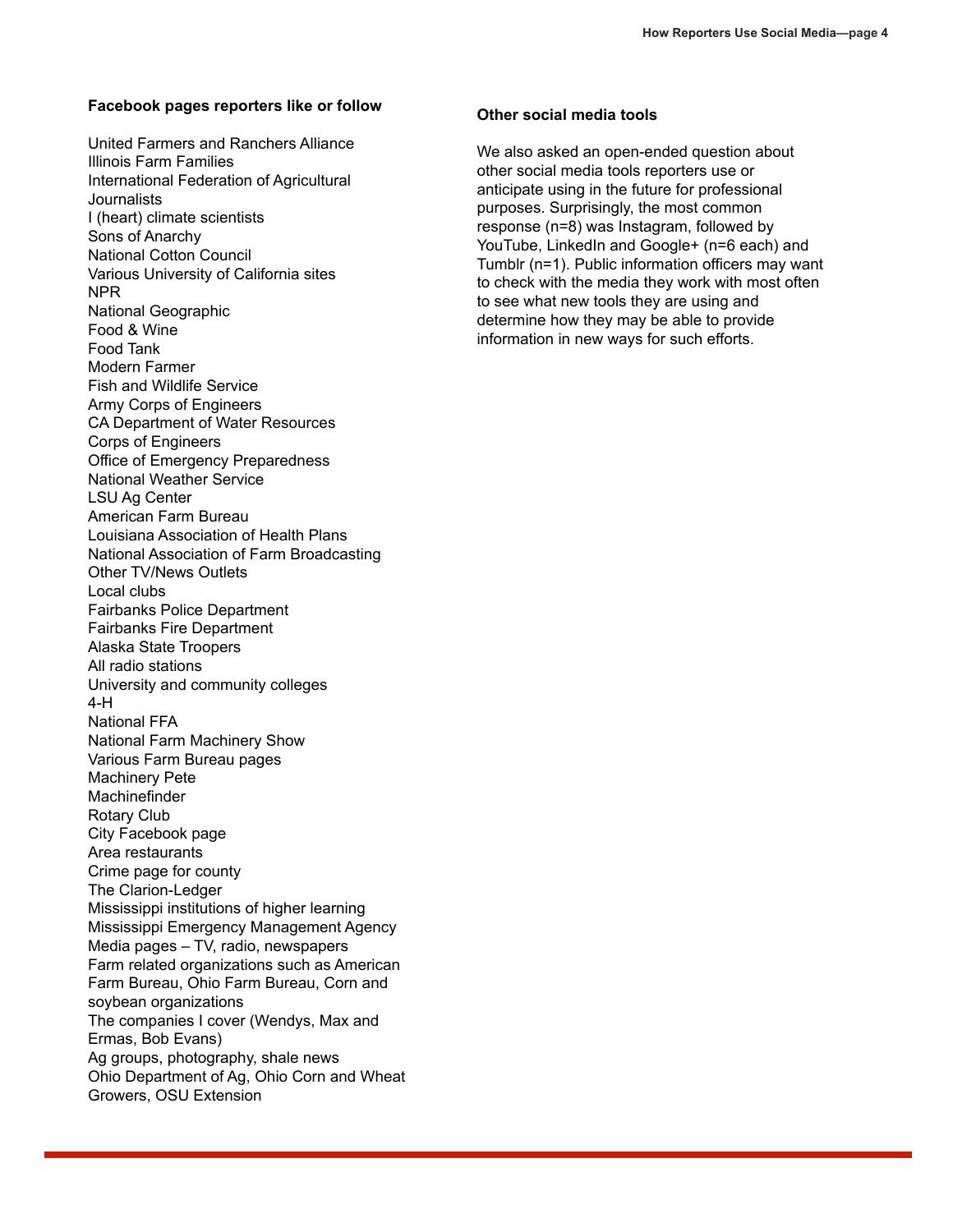### Facebook pages reporters like or follow

United Farmers and Ranchers Alliance
Illinois Farm Families
International Federation of Agricultural Journalists
I (heart) climate scientists
Sons of Anarchy
National Cotton Council
Various University of California sites
NPR
National Geographic
Food & Wine
Food Tank
Modern Farmer
Fish and Wildlife Service
Army Corps of Engineers
CA Department of Water Resources
Corps of Engineers
Office of Emergency Preparedness
National Weather Service
LSU Ag Center
American Farm Bureau
Louisiana Association of Health Plans
National Association of Farm Broadcasting
Other TV/News Outlets
Local clubs
Fairbanks Police Department
Fairbanks Fire Department
Alaska State Troopers
All radio stations
University and community colleges
4-H
National FFA
National Farm Machinery Show
Various Farm Bureau pages
Machinery Pete
Machinefinder
Rotary Club
City Facebook page
Area restaurants
Crime page for county
The Clarion-Ledger
Mississippi institutions of higher learning
Mississippi Emergency Management Agency
Media pages – TV, radio, newspapers
Farm related organizations such as American Farm Bureau, Ohio Farm Bureau, Corn and soybean organizations
The companies I cover (Wendys, Max and Ermas, Bob Evans)
Ag groups, photography, shale news
Ohio Department of Ag, Ohio Corn and Wheat Growers, OSU Extension

### Other social media tools

We also asked an open-ended question about other social media tools reporters use or anticipate using in the future for professional purposes. Surprisingly, the most common response (n=8) was Instagram, followed by YouTube, LinkedIn and Google+ (n=6 each) and Tumblr (n=1). Public information officers may want to check with the media they work with most often to see what new tools they are using and determine how they may be able to provide information in new ways for such efforts.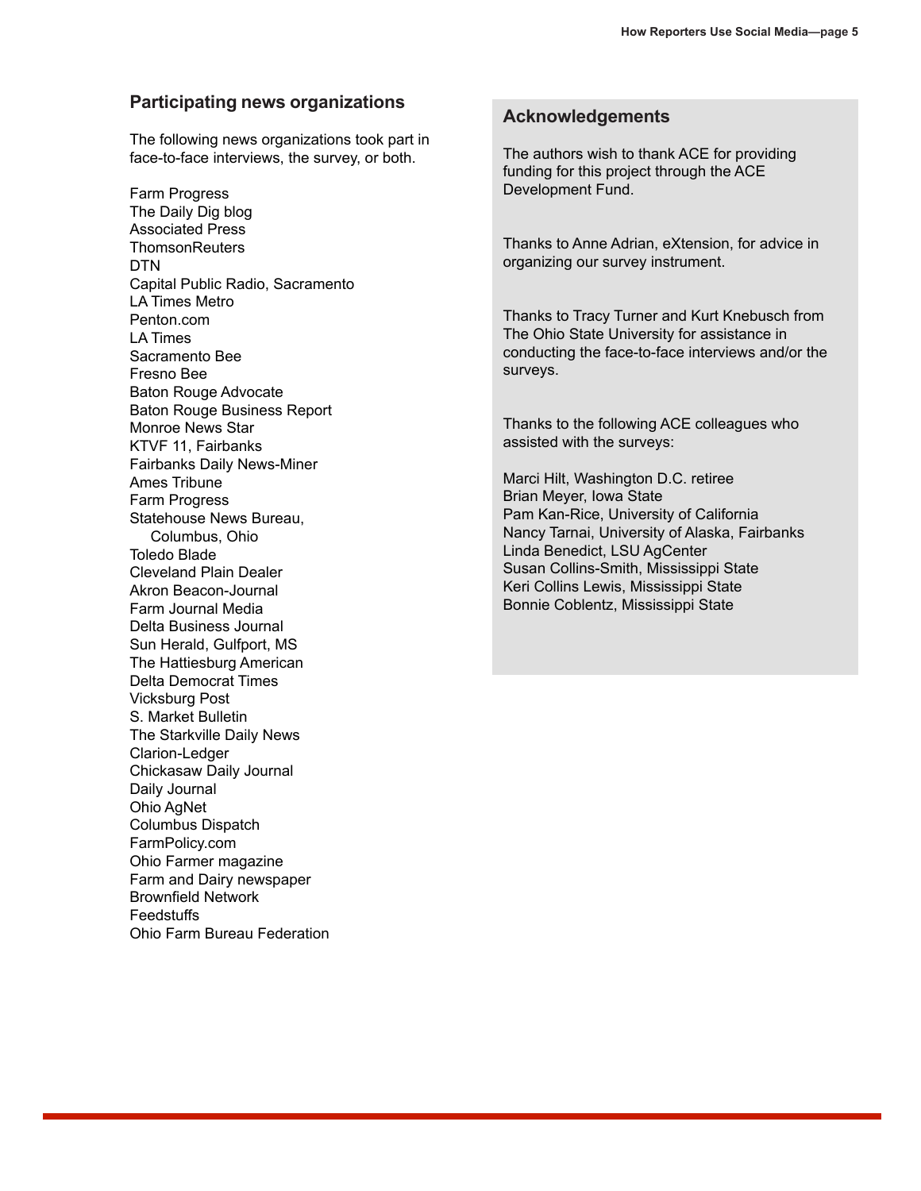## Participating news organizations

The following news organizations took part in face-to-face interviews, the survey, or both.

Farm Progress
The Daily Dig blog
Associated Press
ThomsonReuters
DTN
Capital Public Radio, Sacramento
LA Times Metro
Penton.com
LA Times
Sacramento Bee
Fresno Bee
Baton Rouge Advocate
Baton Rouge Business Report
Monroe News Star
KTVF 11, Fairbanks
Fairbanks Daily News-Miner
Ames Tribune
Farm Progress
Statehouse News Bureau, Columbus, Ohio
Toledo Blade
Cleveland Plain Dealer
Akron Beacon-Journal
Farm Journal Media
Delta Business Journal
Sun Herald, Gulfport, MS
The Hattiesburg American
Delta Democrat Times
Vicksburg Post
S. Market Bulletin
The Starkville Daily News
Clarion-Ledger
Chickasaw Daily Journal
Daily Journal
Ohio AgNet
Columbus Dispatch
FarmPolicy.com
Ohio Farmer magazine
Farm and Dairy newspaper
Brownfield Network
Feedstuffs
Ohio Farm Bureau Federation

## Acknowledgements

The authors wish to thank ACE for providing funding for this project through the ACE Development Fund.

Thanks to Anne Adrian, eXtension, for advice in organizing our survey instrument.

Thanks to Tracy Turner and Kurt Knebusch from The Ohio State University for assistance in conducting the face-to-face interviews and/or the surveys.

Thanks to the following ACE colleagues who assisted with the surveys:

Marci Hilt, Washington D.C. retiree
Brian Meyer, Iowa State
Pam Kan-Rice, University of California
Nancy Tarnai, University of Alaska, Fairbanks
Linda Benedict, LSU AgCenter
Susan Collins-Smith, Mississippi State
Keri Collins Lewis, Mississippi State
Bonnie Coblentz, Mississippi State